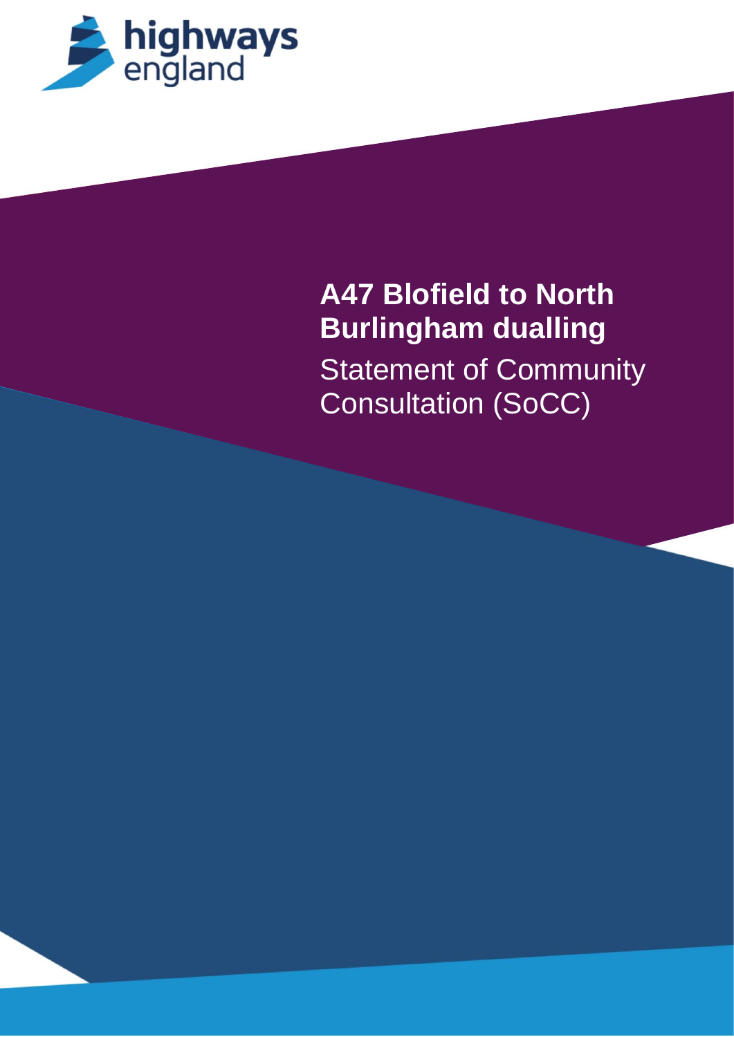highways england

# A47 Blofield to North Burlingham dualling

Statement of Community Consultation (SoCC)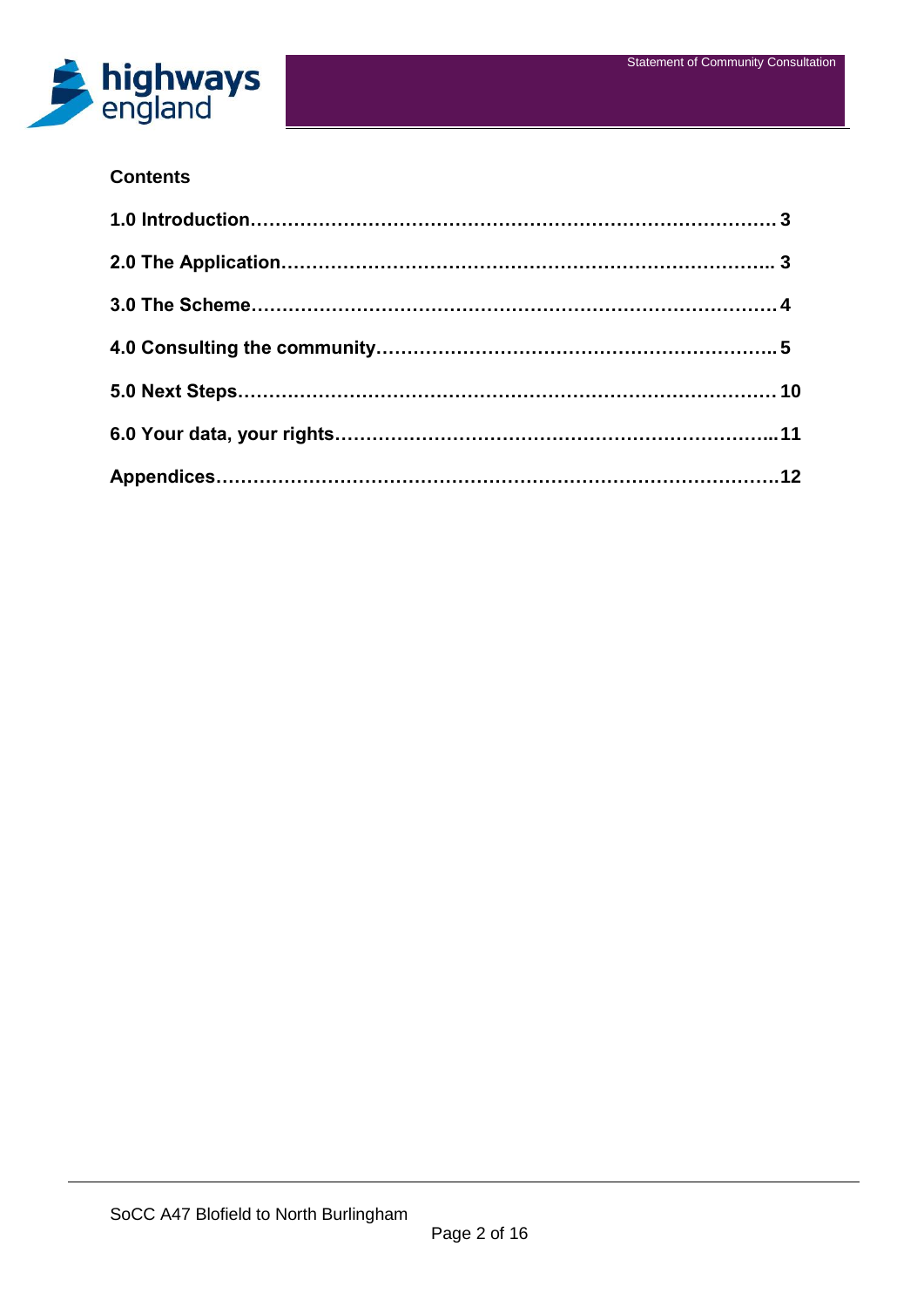**Contents**

**1.0 Introduction……………………………………………………………………… 3**

**2.0 The Application………………………………………………………………….. 3**

**3.0 The Scheme……………………………………………………………………… 4**

**4.0 Consulting the community………………………………………………………. 5**

**5.0 Next Steps……………………………………………………………………… 10**

**6.0 Your data, your rights………………………………………………………...11**

**Appendices……………………………………………………………………………12**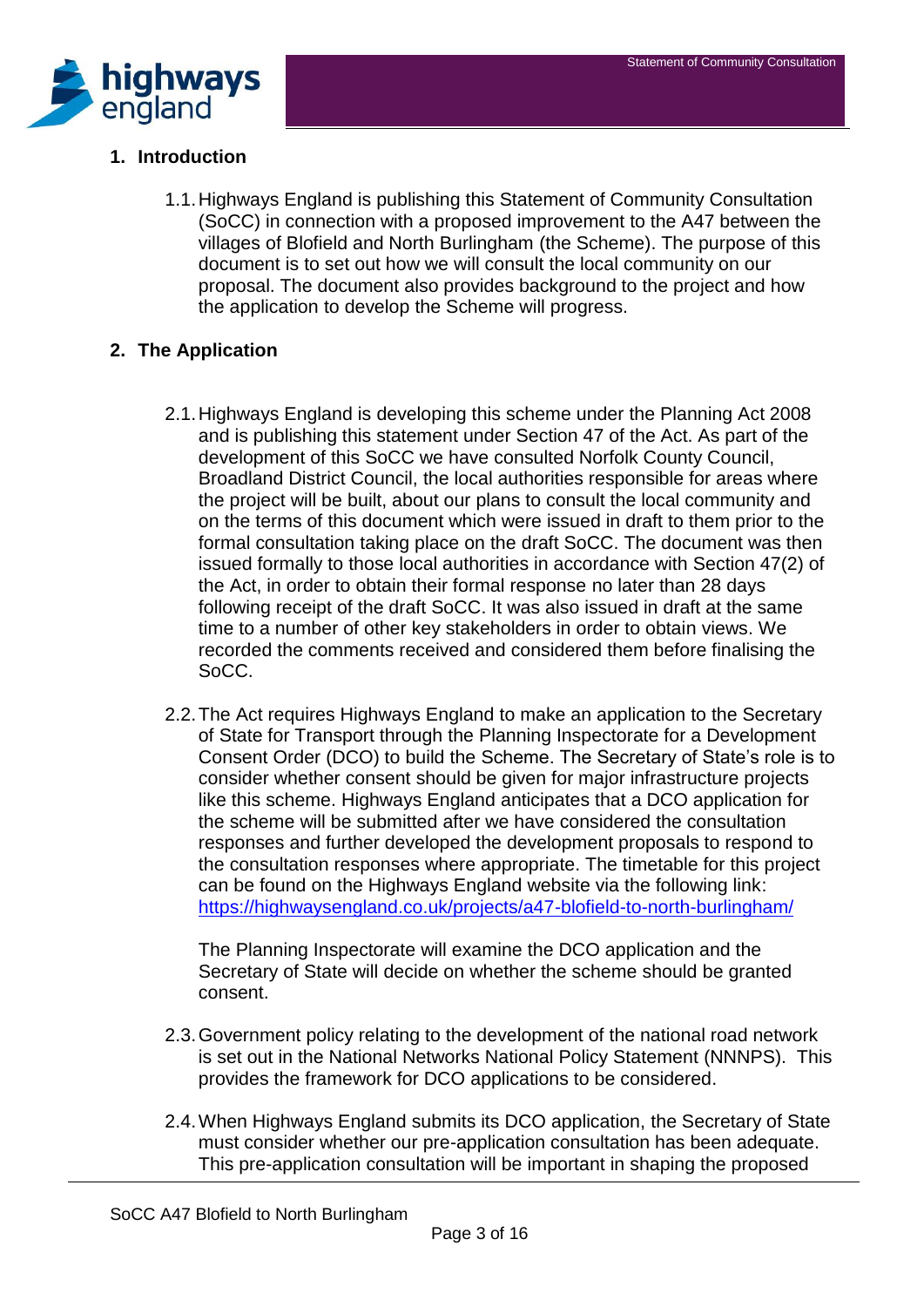## 1. Introduction

1.1. Highways England is publishing this Statement of Community Consultation (SoCC) in connection with a proposed improvement to the A47 between the villages of Blofield and North Burlingham (the Scheme). The purpose of this document is to set out how we will consult the local community on our proposal. The document also provides background to the project and how the application to develop the Scheme will progress.

## 2. The Application

2.1. Highways England is developing this scheme under the Planning Act 2008 and is publishing this statement under Section 47 of the Act. As part of the development of this SoCC we have consulted Norfolk County Council, Broadland District Council, the local authorities responsible for areas where the project will be built, about our plans to consult the local community and on the terms of this document which were issued in draft to them prior to the formal consultation taking place on the draft SoCC. The document was then issued formally to those local authorities in accordance with Section 47(2) of the Act, in order to obtain their formal response no later than 28 days following receipt of the draft SoCC. It was also issued in draft at the same time to a number of other key stakeholders in order to obtain views. We recorded the comments received and considered them before finalising the SoCC.

2.2. The Act requires Highways England to make an application to the Secretary of State for Transport through the Planning Inspectorate for a Development Consent Order (DCO) to build the Scheme. The Secretary of State's role is to consider whether consent should be given for major infrastructure projects like this scheme. Highways England anticipates that a DCO application for the scheme will be submitted after we have considered the consultation responses and further developed the development proposals to respond to the consultation responses where appropriate. The timetable for this project can be found on the Highways England website via the following link: https://highwaysengland.co.uk/projects/a47-blofield-to-north-burlingham/

The Planning Inspectorate will examine the DCO application and the Secretary of State will decide on whether the scheme should be granted consent.

2.3. Government policy relating to the development of the national road network is set out in the National Networks National Policy Statement (NNNPS). This provides the framework for DCO applications to be considered.

2.4. When Highways England submits its DCO application, the Secretary of State must consider whether our pre-application consultation has been adequate. This pre-application consultation will be important in shaping the proposed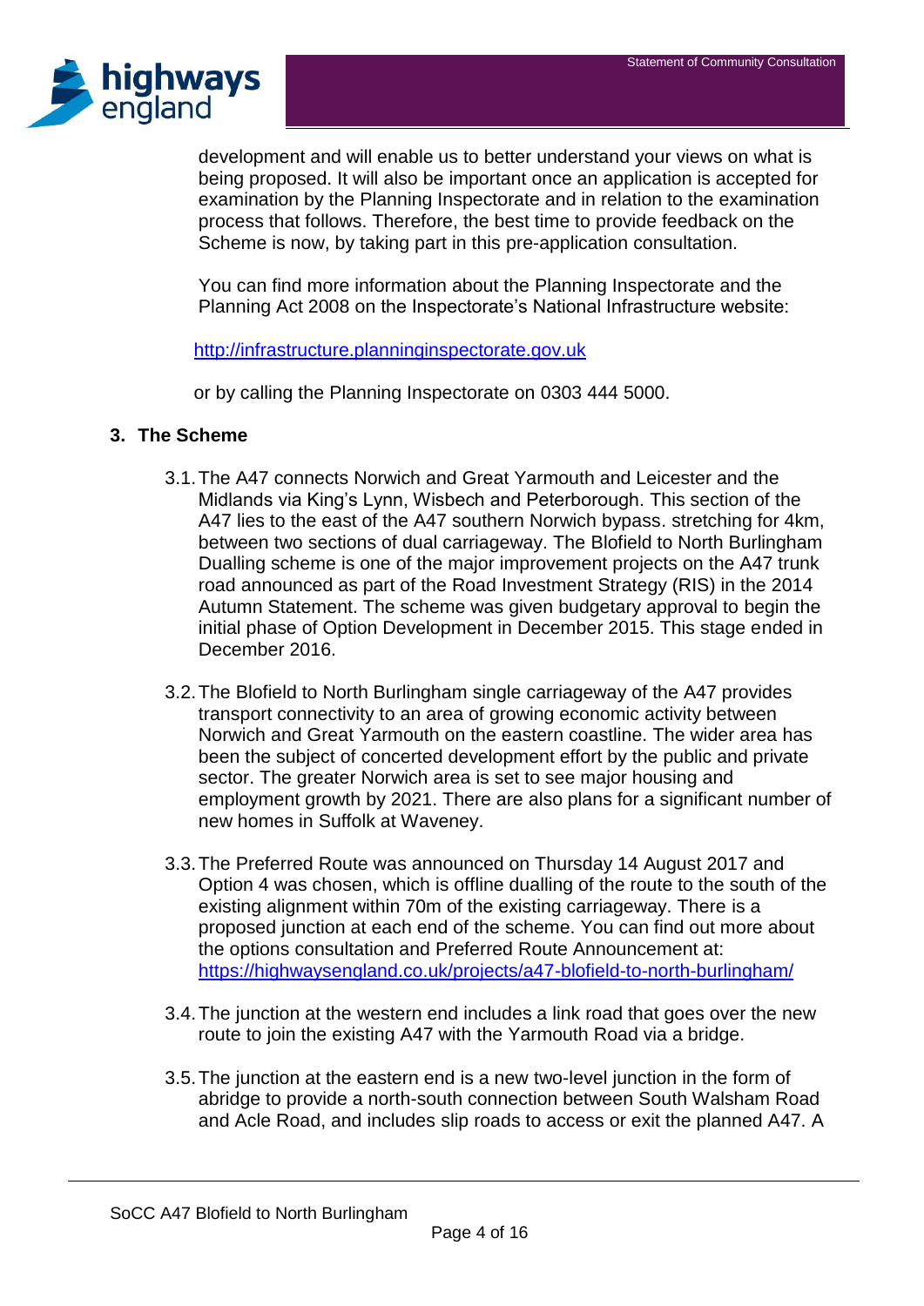development and will enable us to better understand your views on what is being proposed. It will also be important once an application is accepted for examination by the Planning Inspectorate and in relation to the examination process that follows. Therefore, the best time to provide feedback on the Scheme is now, by taking part in this pre-application consultation.

You can find more information about the Planning Inspectorate and the Planning Act 2008 on the Inspectorate's National Infrastructure website:

http://infrastructure.planninginspectorate.gov.uk

or by calling the Planning Inspectorate on 0303 444 5000.

## 3. The Scheme

3.1. The A47 connects Norwich and Great Yarmouth and Leicester and the Midlands via King's Lynn, Wisbech and Peterborough. This section of the A47 lies to the east of the A47 southern Norwich bypass. stretching for 4km, between two sections of dual carriageway. The Blofield to North Burlingham Dualling scheme is one of the major improvement projects on the A47 trunk road announced as part of the Road Investment Strategy (RIS) in the 2014 Autumn Statement. The scheme was given budgetary approval to begin the initial phase of Option Development in December 2015. This stage ended in December 2016.

3.2. The Blofield to North Burlingham single carriageway of the A47 provides transport connectivity to an area of growing economic activity between Norwich and Great Yarmouth on the eastern coastline. The wider area has been the subject of concerted development effort by the public and private sector. The greater Norwich area is set to see major housing and employment growth by 2021. There are also plans for a significant number of new homes in Suffolk at Waveney.

3.3. The Preferred Route was announced on Thursday 14 August 2017 and Option 4 was chosen, which is offline dualling of the route to the south of the existing alignment within 70m of the existing carriageway. There is a proposed junction at each end of the scheme. You can find out more about the options consultation and Preferred Route Announcement at: https://highwaysengland.co.uk/projects/a47-blofield-to-north-burlingham/

3.4. The junction at the western end includes a link road that goes over the new route to join the existing A47 with the Yarmouth Road via a bridge.

3.5. The junction at the eastern end is a new two-level junction in the form of abridge to provide a north-south connection between South Walsham Road and Acle Road, and includes slip roads to access or exit the planned A47. A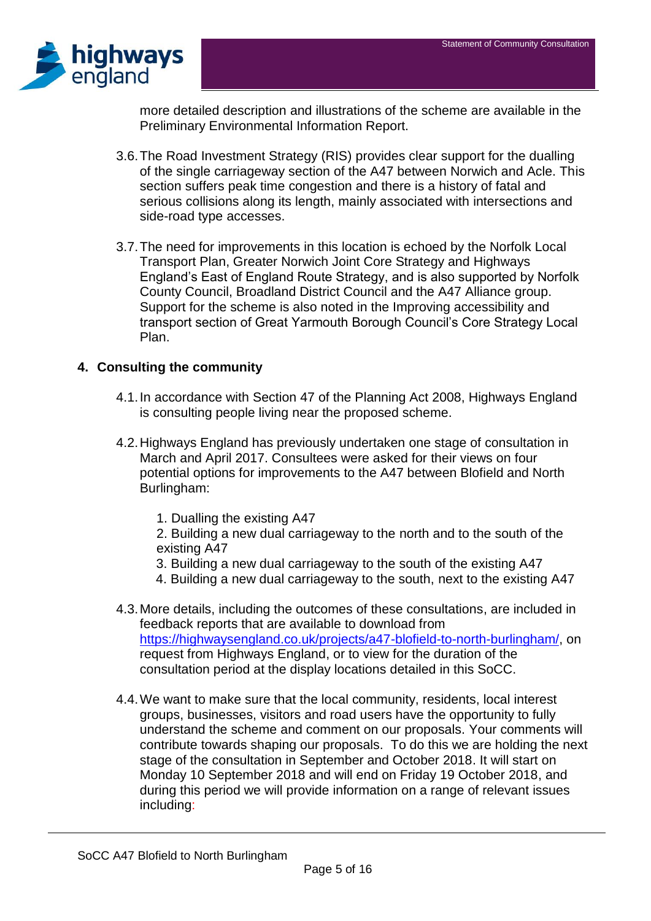more detailed description and illustrations of the scheme are available in the Preliminary Environmental Information Report.

3.6. The Road Investment Strategy (RIS) provides clear support for the dualling of the single carriageway section of the A47 between Norwich and Acle. This section suffers peak time congestion and there is a history of fatal and serious collisions along its length, mainly associated with intersections and side-road type accesses.

3.7. The need for improvements in this location is echoed by the Norfolk Local Transport Plan, Greater Norwich Joint Core Strategy and Highways England's East of England Route Strategy, and is also supported by Norfolk County Council, Broadland District Council and the A47 Alliance group. Support for the scheme is also noted in the Improving accessibility and transport section of Great Yarmouth Borough Council's Core Strategy Local Plan.

## 4. Consulting the community

4.1. In accordance with Section 47 of the Planning Act 2008, Highways England is consulting people living near the proposed scheme.

4.2. Highways England has previously undertaken one stage of consultation in March and April 2017. Consultees were asked for their views on four potential options for improvements to the A47 between Blofield and North Burlingham:

1. Dualling the existing A47
2. Building a new dual carriageway to the north and to the south of the existing A47
3. Building a new dual carriageway to the south of the existing A47
4. Building a new dual carriageway to the south, next to the existing A47

4.3. More details, including the outcomes of these consultations, are included in feedback reports that are available to download from https://highwaysengland.co.uk/projects/a47-blofield-to-north-burlingham/, on request from Highways England, or to view for the duration of the consultation period at the display locations detailed in this SoCC.

4.4. We want to make sure that the local community, residents, local interest groups, businesses, visitors and road users have the opportunity to fully understand the scheme and comment on our proposals. Your comments will contribute towards shaping our proposals. To do this we are holding the next stage of the consultation in September and October 2018. It will start on Monday 10 September 2018 and will end on Friday 19 October 2018, and during this period we will provide information on a range of relevant issues including: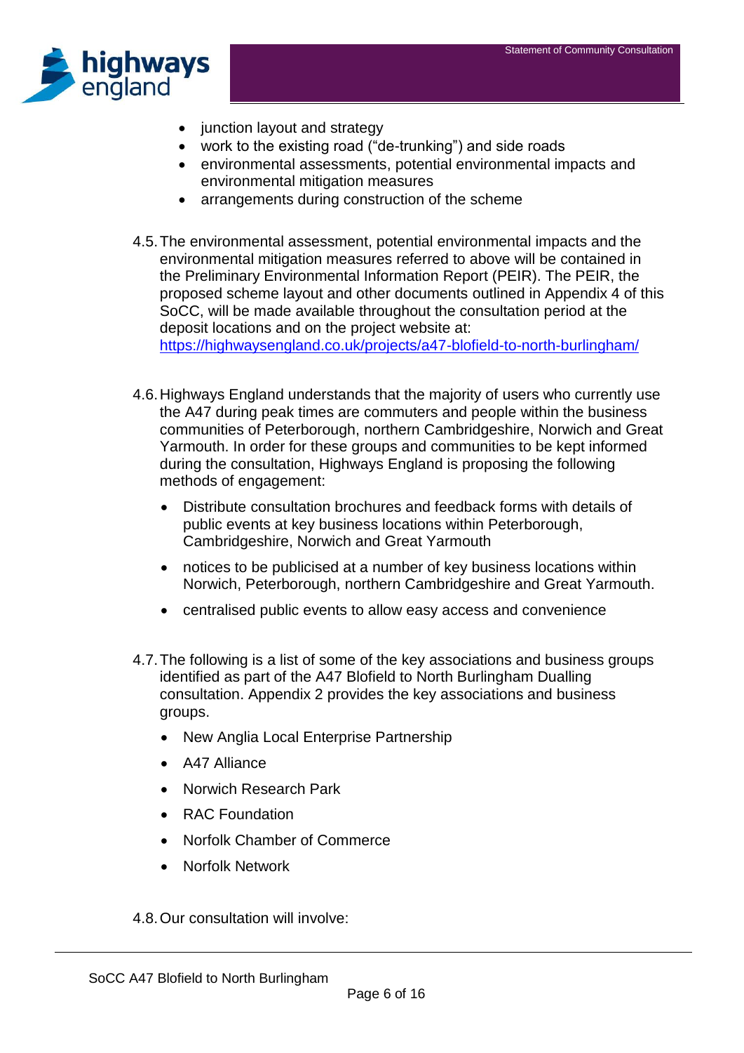- junction layout and strategy
- work to the existing road ("de-trunking") and side roads
- environmental assessments, potential environmental impacts and environmental mitigation measures
- arrangements during construction of the scheme

4.5. The environmental assessment, potential environmental impacts and the environmental mitigation measures referred to above will be contained in the Preliminary Environmental Information Report (PEIR). The PEIR, the proposed scheme layout and other documents outlined in Appendix 4 of this SoCC, will be made available throughout the consultation period at the deposit locations and on the project website at: https://highwaysengland.co.uk/projects/a47-blofield-to-north-burlingham/

4.6. Highways England understands that the majority of users who currently use the A47 during peak times are commuters and people within the business communities of Peterborough, northern Cambridgeshire, Norwich and Great Yarmouth. In order for these groups and communities to be kept informed during the consultation, Highways England is proposing the following methods of engagement:

- Distribute consultation brochures and feedback forms with details of public events at key business locations within Peterborough, Cambridgeshire, Norwich and Great Yarmouth
- notices to be publicised at a number of key business locations within Norwich, Peterborough, northern Cambridgeshire and Great Yarmouth.
- centralised public events to allow easy access and convenience

4.7. The following is a list of some of the key associations and business groups identified as part of the A47 Blofield to North Burlingham Dualling consultation. Appendix 2 provides the key associations and business groups.

- New Anglia Local Enterprise Partnership
- A47 Alliance
- Norwich Research Park
- RAC Foundation
- Norfolk Chamber of Commerce
- Norfolk Network

4.8. Our consultation will involve: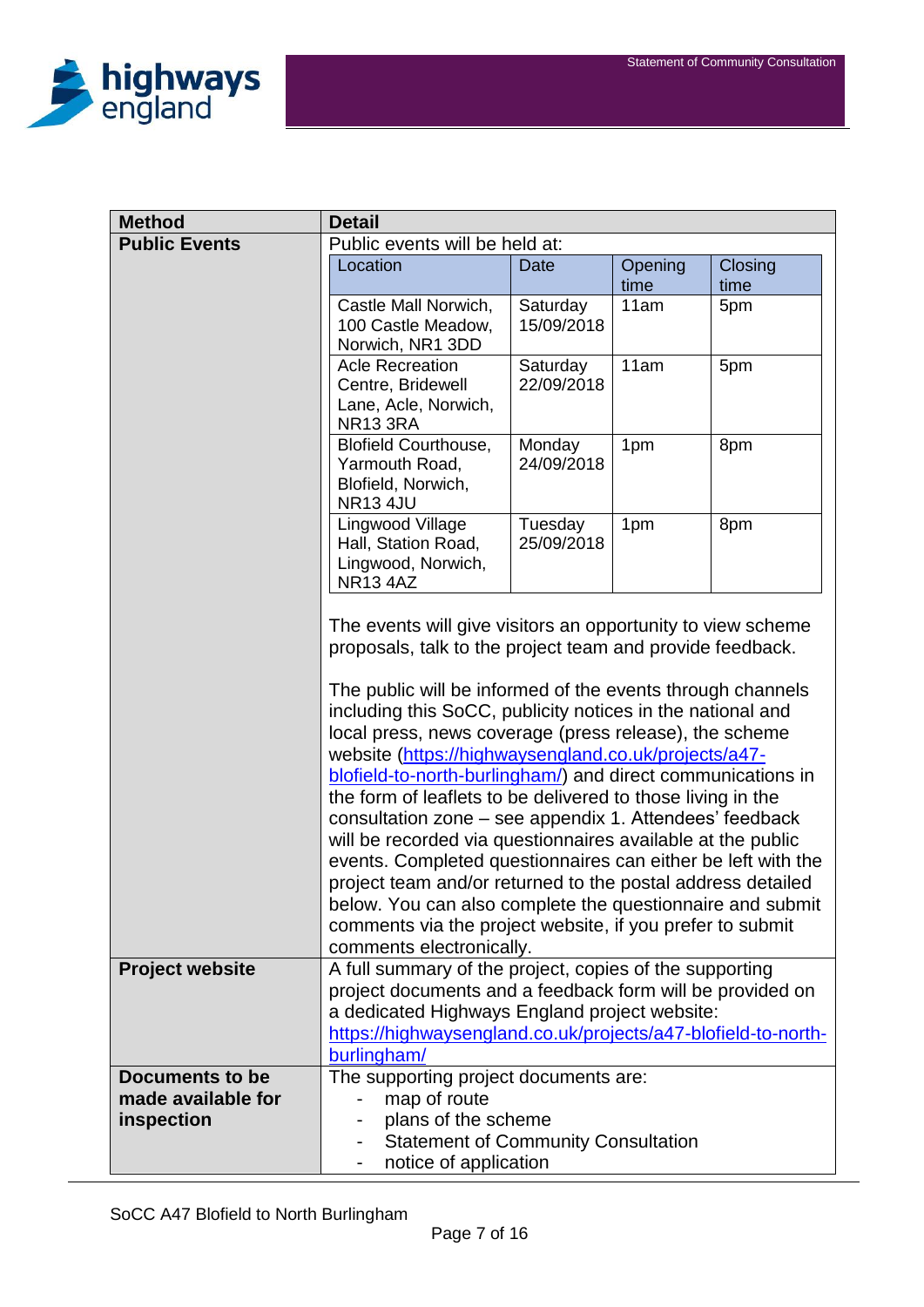| Method | Detail |
|---|---|
| **Public Events** | Public events will be held at:<br><br>Location: Castle Mall Norwich, 100 Castle Meadow, Norwich, NR1 3DD — Date: Saturday 15/09/2018 — Opening time: 11am — Closing time: 5pm<br>Location: Acle Recreation Centre, Bridewell Lane, Acle, Norwich, NR13 3RA — Date: Saturday 22/09/2018 — Opening time: 11am — Closing time: 5pm<br>Location: Blofield Courthouse, Yarmouth Road, Blofield, Norwich, NR13 4JU — Date: Monday 24/09/2018 — Opening time: 1pm — Closing time: 8pm<br>Location: Lingwood Village Hall, Station Road, Lingwood, Norwich, NR13 4AZ — Date: Tuesday 25/09/2018 — Opening time: 1pm — Closing time: 8pm<br><br>The events will give visitors an opportunity to view scheme proposals, talk to the project team and provide feedback.<br><br>The public will be informed of the events through channels including this SoCC, publicity notices in the national and local press, news coverage (press release), the scheme website (https://highwaysengland.co.uk/projects/a47-blofield-to-north-burlingham/) and direct communications in the form of leaflets to be delivered to those living in the consultation zone – see appendix 1. Attendees' feedback will be recorded via questionnaires available at the public events. Completed questionnaires can either be left with the project team and/or returned to the postal address detailed below. You can also complete the questionnaire and submit comments via the project website, if you prefer to submit comments electronically. |
| **Project website** | A full summary of the project, copies of the supporting project documents and a feedback form will be provided on a dedicated Highways England project website: https://highwaysengland.co.uk/projects/a47-blofield-to-north-burlingham/ |
| **Documents to be made available for inspection** | The supporting project documents are:<br>- map of route<br>- plans of the scheme<br>- Statement of Community Consultation<br>- notice of application |

SoCC A47 Blofield to North Burlingham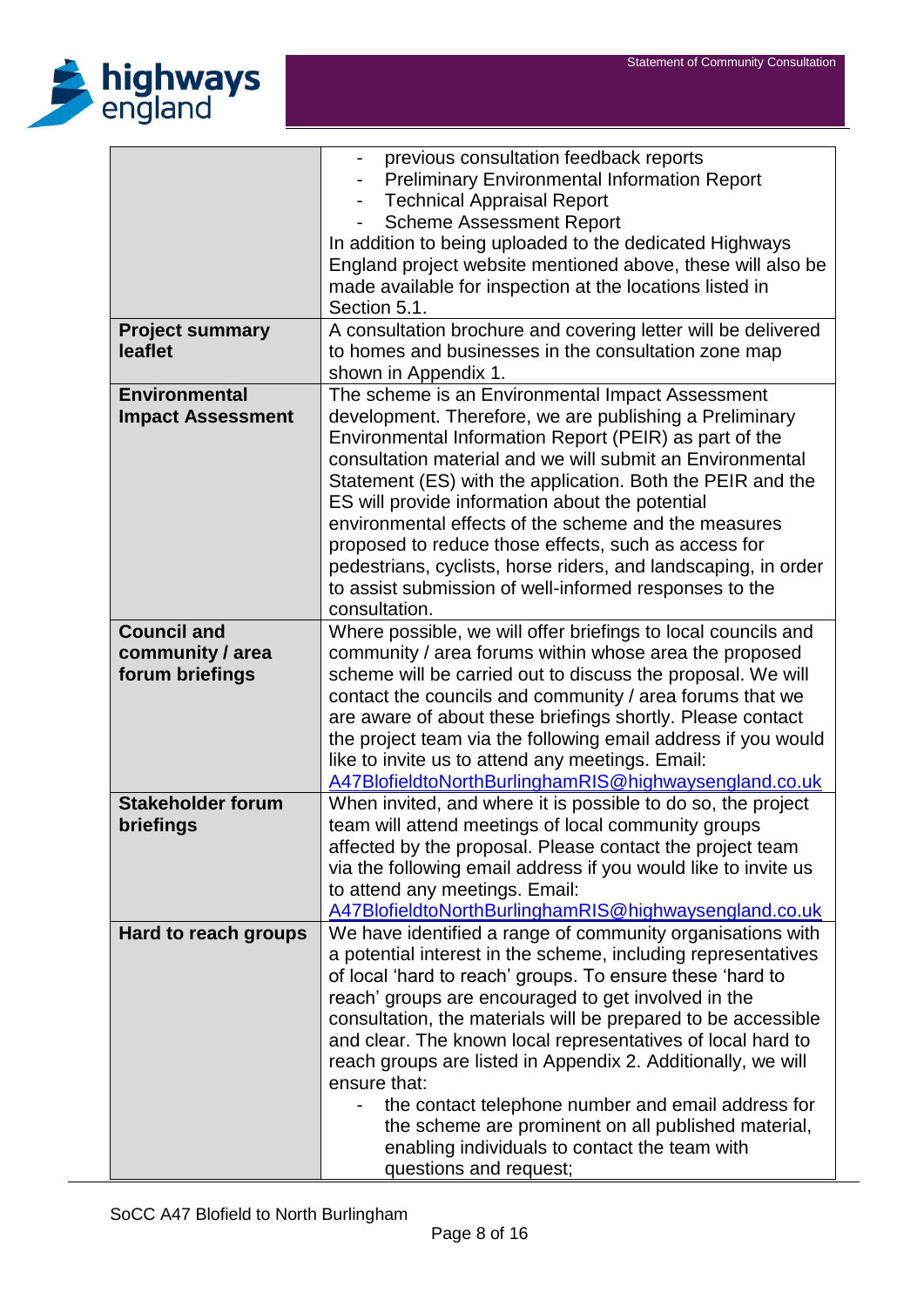| | |
|---|---|
| | - previous consultation feedback reports<br>- Preliminary Environmental Information Report<br>- Technical Appraisal Report<br>- Scheme Assessment Report<br>In addition to being uploaded to the dedicated Highways England project website mentioned above, these will also be made available for inspection at the locations listed in Section 5.1. |
| **Project summary leaflet** | A consultation brochure and covering letter will be delivered to homes and businesses in the consultation zone map shown in Appendix 1. |
| **Environmental Impact Assessment** | The scheme is an Environmental Impact Assessment development. Therefore, we are publishing a Preliminary Environmental Information Report (PEIR) as part of the consultation material and we will submit an Environmental Statement (ES) with the application. Both the PEIR and the ES will provide information about the potential environmental effects of the scheme and the measures proposed to reduce those effects, such as access for pedestrians, cyclists, horse riders, and landscaping, in order to assist submission of well-informed responses to the consultation. |
| **Council and community / area forum briefings** | Where possible, we will offer briefings to local councils and community / area forums within whose area the proposed scheme will be carried out to discuss the proposal. We will contact the councils and community / area forums that we are aware of about these briefings shortly. Please contact the project team via the following email address if you would like to invite us to attend any meetings. Email: A47BlofieldtoNorthBurlinghamRIS@highwaysengland.co.uk |
| **Stakeholder forum briefings** | When invited, and where it is possible to do so, the project team will attend meetings of local community groups affected by the proposal. Please contact the project team via the following email address if you would like to invite us to attend any meetings. Email: A47BlofieldtoNorthBurlinghamRIS@highwaysengland.co.uk |
| **Hard to reach groups** | We have identified a range of community organisations with a potential interest in the scheme, including representatives of local 'hard to reach' groups. To ensure these 'hard to reach' groups are encouraged to get involved in the consultation, the materials will be prepared to be accessible and clear. The known local representatives of local hard to reach groups are listed in Appendix 2. Additionally, we will ensure that:<br>- the contact telephone number and email address for the scheme are prominent on all published material, enabling individuals to contact the team with questions and request; |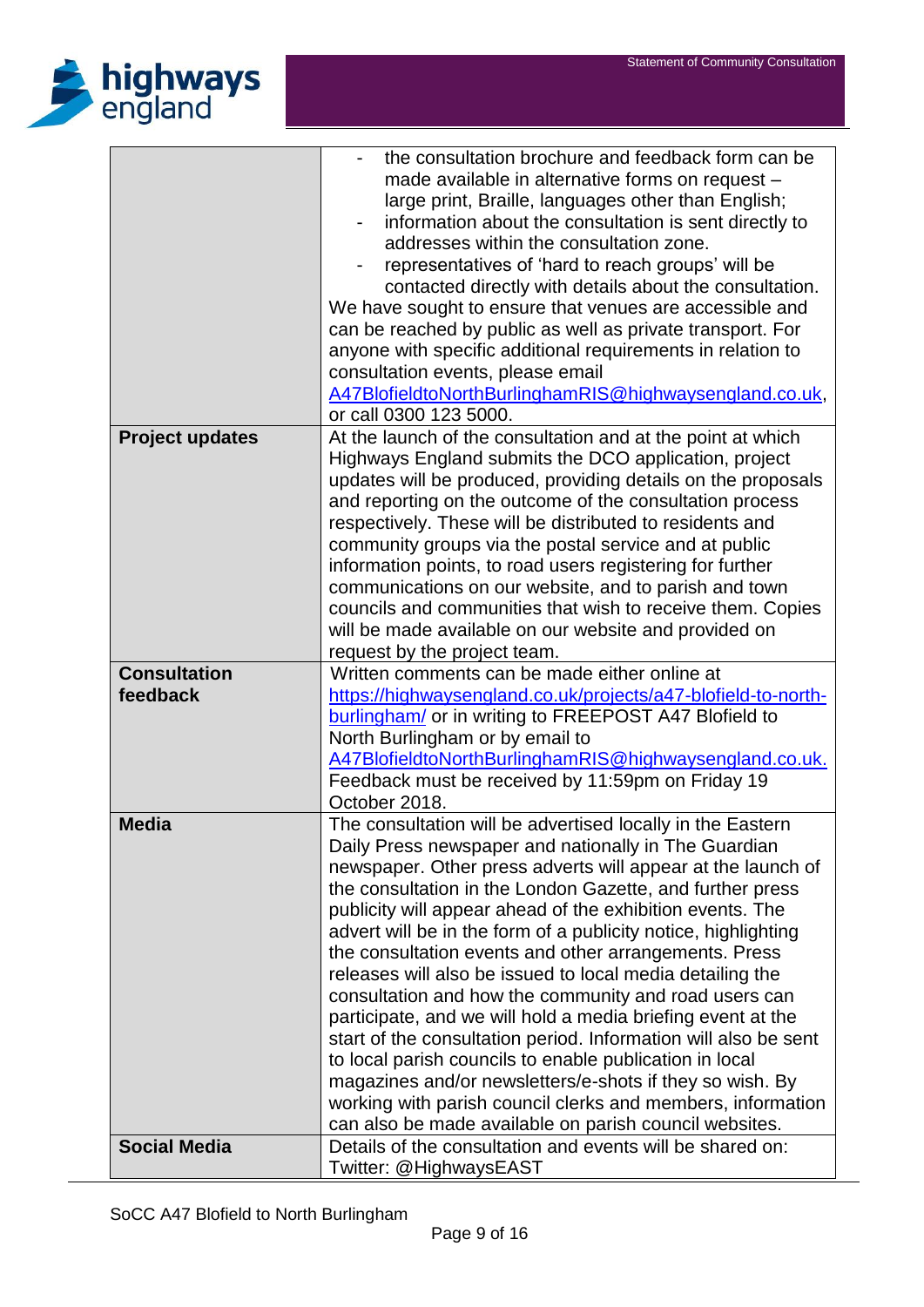| | |
|---|---|
| | - the consultation brochure and feedback form can be made available in alternative forms on request – large print, Braille, languages other than English;<br>- information about the consultation is sent directly to addresses within the consultation zone.<br>- representatives of 'hard to reach groups' will be contacted directly with details about the consultation.<br>We have sought to ensure that venues are accessible and can be reached by public as well as private transport. For anyone with specific additional requirements in relation to consultation events, please email A47BlofieldtoNorthBurlinghamRIS@highwaysengland.co.uk, or call 0300 123 5000. |
| **Project updates** | At the launch of the consultation and at the point at which Highways England submits the DCO application, project updates will be produced, providing details on the proposals and reporting on the outcome of the consultation process respectively. These will be distributed to residents and community groups via the postal service and at public information points, to road users registering for further communications on our website, and to parish and town councils and communities that wish to receive them. Copies will be made available on our website and provided on request by the project team. |
| **Consultation feedback** | Written comments can be made either online at https://highwaysengland.co.uk/projects/a47-blofield-to-north-burlingham/ or in writing to FREEPOST A47 Blofield to North Burlingham or by email to A47BlofieldtoNorthBurlinghamRIS@highwaysengland.co.uk. Feedback must be received by 11:59pm on Friday 19 October 2018. |
| **Media** | The consultation will be advertised locally in the Eastern Daily Press newspaper and nationally in The Guardian newspaper. Other press adverts will appear at the launch of the consultation in the London Gazette, and further press publicity will appear ahead of the exhibition events. The advert will be in the form of a publicity notice, highlighting the consultation events and other arrangements. Press releases will also be issued to local media detailing the consultation and how the community and road users can participate, and we will hold a media briefing event at the start of the consultation period. Information will also be sent to local parish councils to enable publication in local magazines and/or newsletters/e-shots if they so wish. By working with parish council clerks and members, information can also be made available on parish council websites. |
| **Social Media** | Details of the consultation and events will be shared on:<br>Twitter: @HighwaysEAST |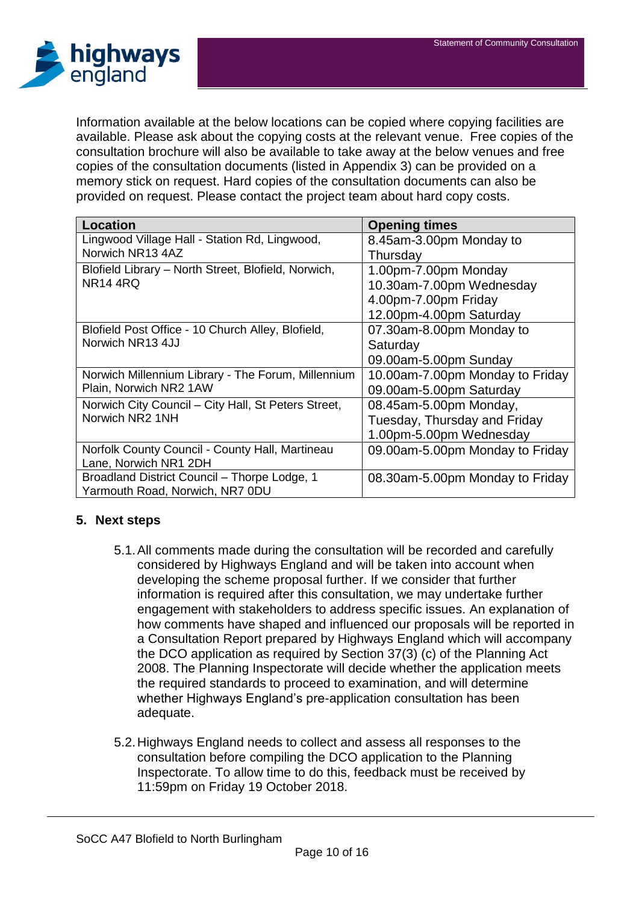Information available at the below locations can be copied where copying facilities are available. Please ask about the copying costs at the relevant venue. Free copies of the consultation brochure will also be available to take away at the below venues and free copies of the consultation documents (listed in Appendix 3) can be provided on a memory stick on request. Hard copies of the consultation documents can also be provided on request. Please contact the project team about hard copy costs.

| Location | Opening times |
|---|---|
| Lingwood Village Hall - Station Rd, Lingwood, Norwich NR13 4AZ | 8.45am-3.00pm Monday to Thursday |
| Blofield Library – North Street, Blofield, Norwich, NR14 4RQ | 1.00pm-7.00pm Monday<br>10.30am-7.00pm Wednesday<br>4.00pm-7.00pm Friday<br>12.00pm-4.00pm Saturday |
| Blofield Post Office - 10 Church Alley, Blofield, Norwich NR13 4JJ | 07.30am-8.00pm Monday to Saturday<br>09.00am-5.00pm Sunday |
| Norwich Millennium Library - The Forum, Millennium Plain, Norwich NR2 1AW | 10.00am-7.00pm Monday to Friday<br>09.00am-5.00pm Saturday |
| Norwich City Council – City Hall, St Peters Street, Norwich NR2 1NH | 08.45am-5.00pm Monday, Tuesday, Thursday and Friday<br>1.00pm-5.00pm Wednesday |
| Norfolk County Council - County Hall, Martineau Lane, Norwich NR1 2DH | 09.00am-5.00pm Monday to Friday |
| Broadland District Council – Thorpe Lodge, 1 Yarmouth Road, Norwich, NR7 0DU | 08.30am-5.00pm Monday to Friday |

## 5. Next steps

5.1. All comments made during the consultation will be recorded and carefully considered by Highways England and will be taken into account when developing the scheme proposal further. If we consider that further information is required after this consultation, we may undertake further engagement with stakeholders to address specific issues. An explanation of how comments have shaped and influenced our proposals will be reported in a Consultation Report prepared by Highways England which will accompany the DCO application as required by Section 37(3) (c) of the Planning Act 2008. The Planning Inspectorate will decide whether the application meets the required standards to proceed to examination, and will determine whether Highways England's pre-application consultation has been adequate.

5.2. Highways England needs to collect and assess all responses to the consultation before compiling the DCO application to the Planning Inspectorate. To allow time to do this, feedback must be received by 11:59pm on Friday 19 October 2018.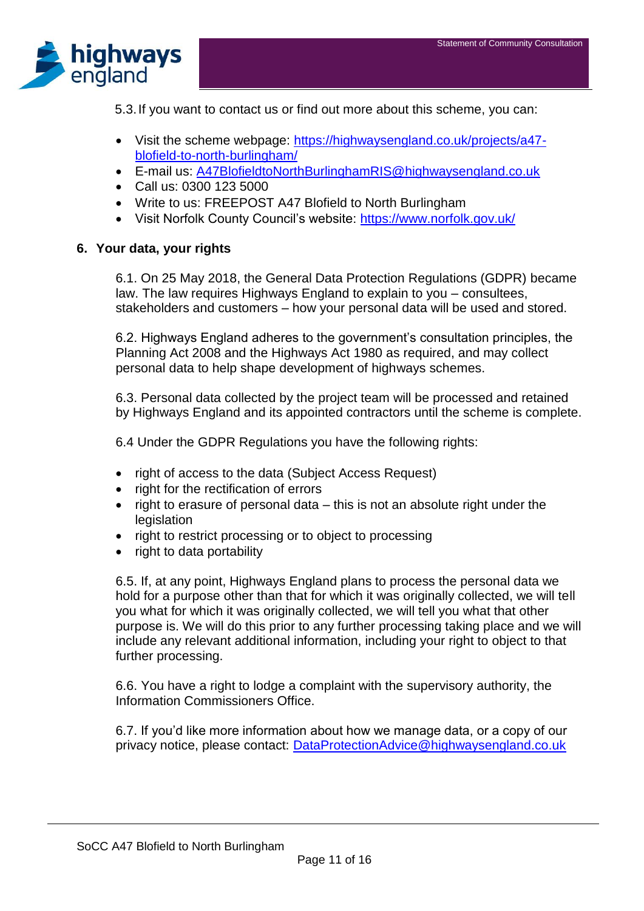5.3. If you want to contact us or find out more about this scheme, you can:

- Visit the scheme webpage: https://highwaysengland.co.uk/projects/a47-blofield-to-north-burlingham/
- E-mail us: A47BlofieldtoNorthBurlinghamRIS@highwaysengland.co.uk
- Call us: 0300 123 5000
- Write to us: FREEPOST A47 Blofield to North Burlingham
- Visit Norfolk County Council's website: https://www.norfolk.gov.uk/

## 6. Your data, your rights

6.1. On 25 May 2018, the General Data Protection Regulations (GDPR) became law. The law requires Highways England to explain to you – consultees, stakeholders and customers – how your personal data will be used and stored.

6.2. Highways England adheres to the government's consultation principles, the Planning Act 2008 and the Highways Act 1980 as required, and may collect personal data to help shape development of highways schemes.

6.3. Personal data collected by the project team will be processed and retained by Highways England and its appointed contractors until the scheme is complete.

6.4 Under the GDPR Regulations you have the following rights:

- right of access to the data (Subject Access Request)
- right for the rectification of errors
- right to erasure of personal data – this is not an absolute right under the legislation
- right to restrict processing or to object to processing
- right to data portability

6.5. If, at any point, Highways England plans to process the personal data we hold for a purpose other than that for which it was originally collected, we will tell you what for which it was originally collected, we will tell you what that other purpose is. We will do this prior to any further processing taking place and we will include any relevant additional information, including your right to object to that further processing.

6.6. You have a right to lodge a complaint with the supervisory authority, the Information Commissioners Office.

6.7. If you'd like more information about how we manage data, or a copy of our privacy notice, please contact: DataProtectionAdvice@highwaysengland.co.uk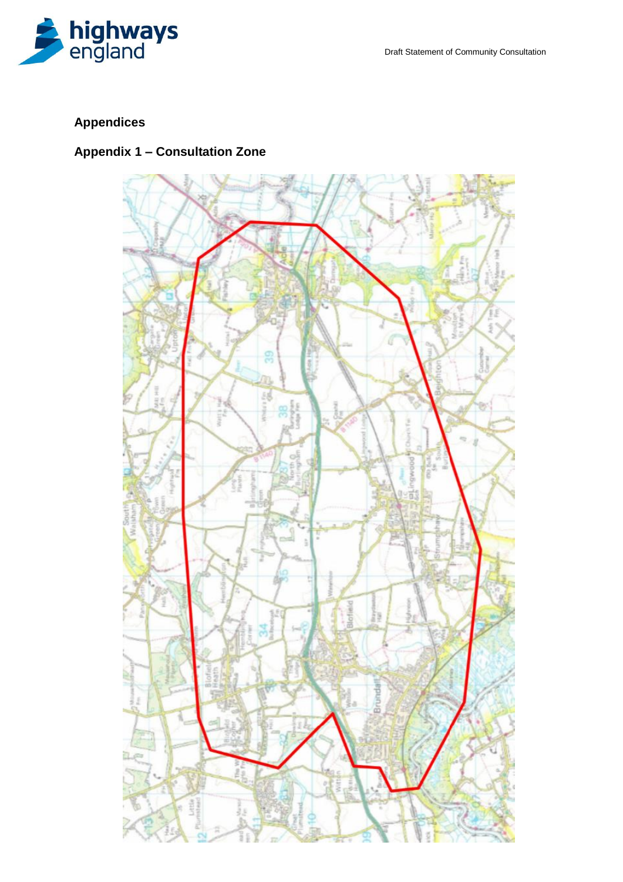## Appendices

### Appendix 1 – Consultation Zone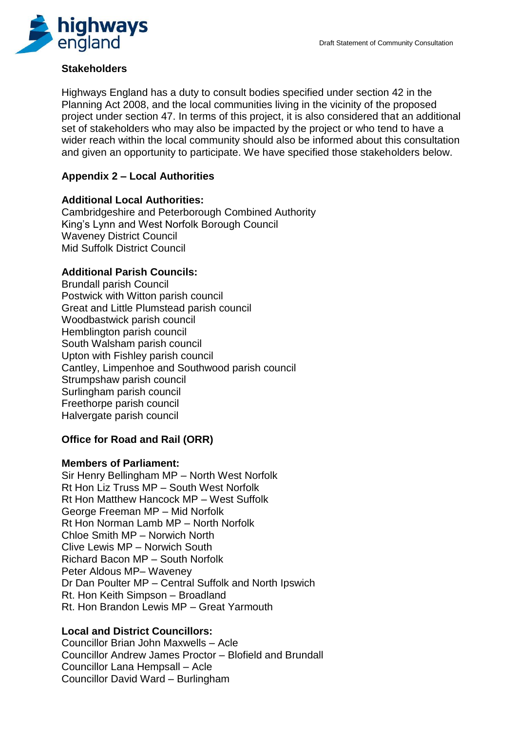## Stakeholders

Highways England has a duty to consult bodies specified under section 42 in the Planning Act 2008, and the local communities living in the vicinity of the proposed project under section 47. In terms of this project, it is also considered that an additional set of stakeholders who may also be impacted by the project or who tend to have a wider reach within the local community should also be informed about this consultation and given an opportunity to participate. We have specified those stakeholders below.

### Appendix 2 – Local Authorities

**Additional Local Authorities:**

Cambridgeshire and Peterborough Combined Authority
King's Lynn and West Norfolk Borough Council
Waveney District Council
Mid Suffolk District Council

**Additional Parish Councils:**

Brundall parish Council
Postwick with Witton parish council
Great and Little Plumstead parish council
Woodbastwick parish council
Hemblington parish council
South Walsham parish council
Upton with Fishley parish council
Cantley, Limpenhoe and Southwood parish council
Strumpshaw parish council
Surlingham parish council
Freethorpe parish council
Halvergate parish council

**Office for Road and Rail (ORR)**

**Members of Parliament:**

Sir Henry Bellingham MP – North West Norfolk
Rt Hon Liz Truss MP – South West Norfolk
Rt Hon Matthew Hancock MP – West Suffolk
George Freeman MP – Mid Norfolk
Rt Hon Norman Lamb MP – North Norfolk
Chloe Smith MP – Norwich North
Clive Lewis MP – Norwich South
Richard Bacon MP – South Norfolk
Peter Aldous MP– Waveney
Dr Dan Poulter MP – Central Suffolk and North Ipswich
Rt. Hon Keith Simpson – Broadland
Rt. Hon Brandon Lewis MP – Great Yarmouth

**Local and District Councillors:**

Councillor Brian John Maxwells – Acle
Councillor Andrew James Proctor – Blofield and Brundall
Councillor Lana Hempsall – Acle
Councillor David Ward – Burlingham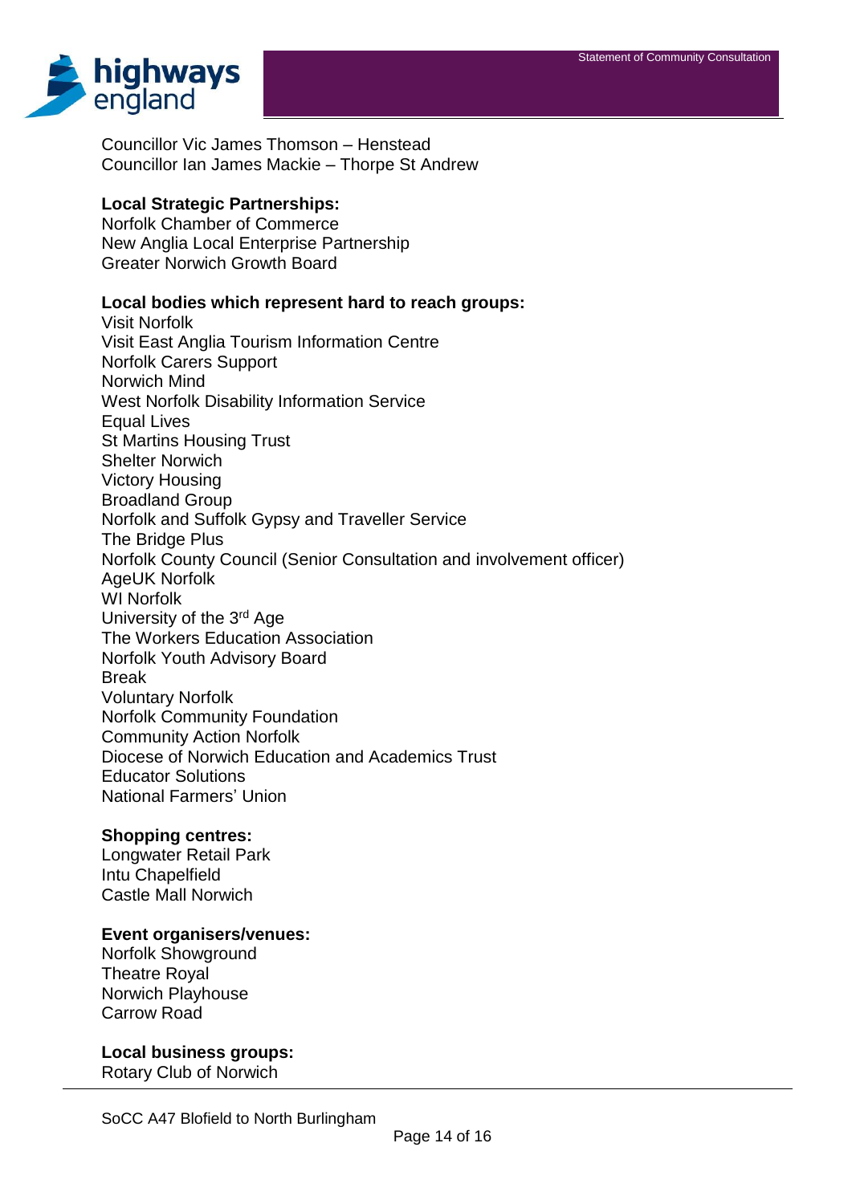Councillor Vic James Thomson – Henstead
Councillor Ian James Mackie – Thorpe St Andrew

**Local Strategic Partnerships:**
Norfolk Chamber of Commerce
New Anglia Local Enterprise Partnership
Greater Norwich Growth Board

**Local bodies which represent hard to reach groups:**
Visit Norfolk
Visit East Anglia Tourism Information Centre
Norfolk Carers Support
Norwich Mind
West Norfolk Disability Information Service
Equal Lives
St Martins Housing Trust
Shelter Norwich
Victory Housing
Broadland Group
Norfolk and Suffolk Gypsy and Traveller Service
The Bridge Plus
Norfolk County Council (Senior Consultation and involvement officer)
AgeUK Norfolk
WI Norfolk
University of the 3rd Age
The Workers Education Association
Norfolk Youth Advisory Board
Break
Voluntary Norfolk
Norfolk Community Foundation
Community Action Norfolk
Diocese of Norwich Education and Academics Trust
Educator Solutions
National Farmers' Union

**Shopping centres:**
Longwater Retail Park
Intu Chapelfield
Castle Mall Norwich

**Event organisers/venues:**
Norfolk Showground
Theatre Royal
Norwich Playhouse
Carrow Road

**Local business groups:**
Rotary Club of Norwich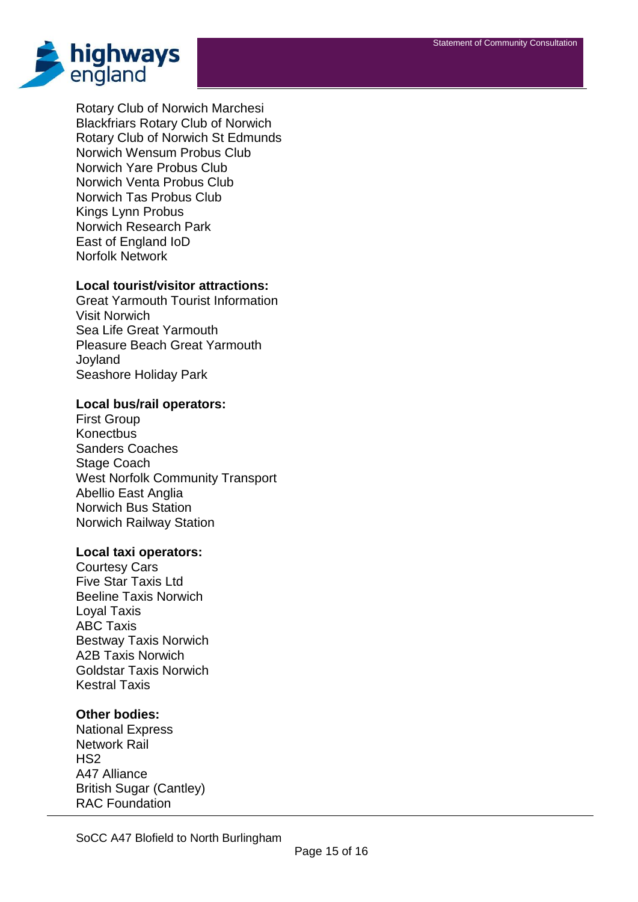Rotary Club of Norwich Marchesi
Blackfriars Rotary Club of Norwich
Rotary Club of Norwich St Edmunds
Norwich Wensum Probus Club
Norwich Yare Probus Club
Norwich Venta Probus Club
Norwich Tas Probus Club
Kings Lynn Probus
Norwich Research Park
East of England IoD
Norfolk Network

**Local tourist/visitor attractions:**

Great Yarmouth Tourist Information
Visit Norwich
Sea Life Great Yarmouth
Pleasure Beach Great Yarmouth
Joyland
Seashore Holiday Park

**Local bus/rail operators:**

First Group
Konectbus
Sanders Coaches
Stage Coach
West Norfolk Community Transport
Abellio East Anglia
Norwich Bus Station
Norwich Railway Station

**Local taxi operators:**

Courtesy Cars
Five Star Taxis Ltd
Beeline Taxis Norwich
Loyal Taxis
ABC Taxis
Bestway Taxis Norwich
A2B Taxis Norwich
Goldstar Taxis Norwich
Kestral Taxis

**Other bodies:**

National Express
Network Rail
HS2
A47 Alliance
British Sugar (Cantley)
RAC Foundation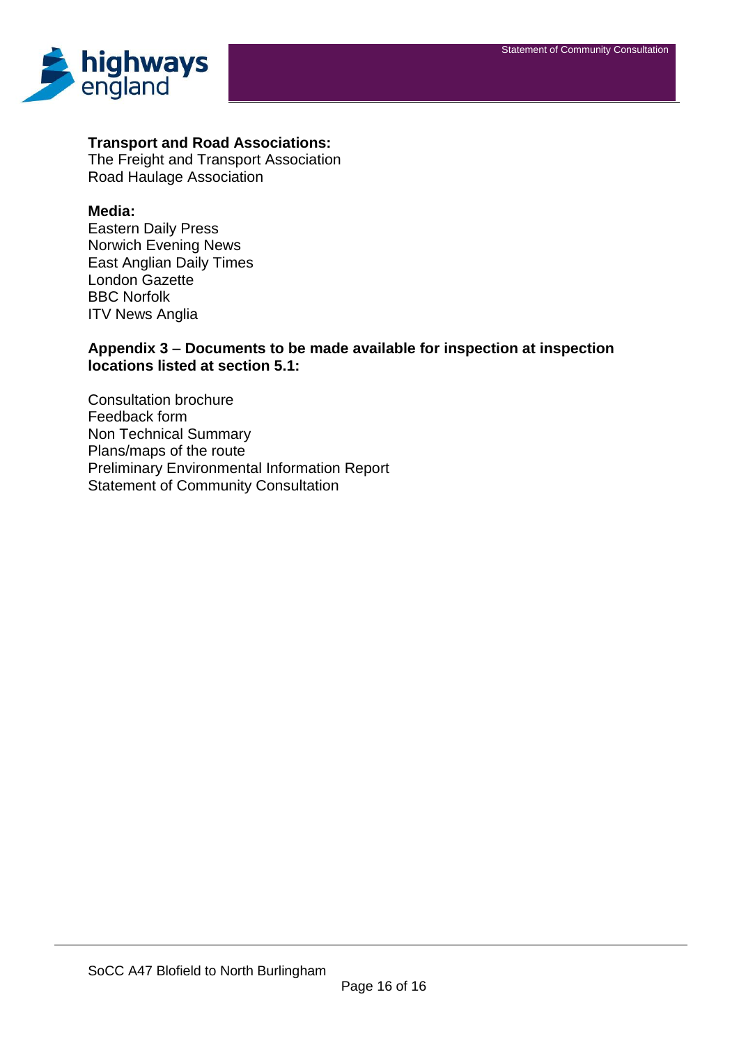**Transport and Road Associations:**
The Freight and Transport Association
Road Haulage Association

**Media:**
Eastern Daily Press
Norwich Evening News
East Anglian Daily Times
London Gazette
BBC Norfolk
ITV News Anglia

**Appendix 3** – **Documents to be made available for inspection at inspection locations listed at section 5.1:**

Consultation brochure
Feedback form
Non Technical Summary
Plans/maps of the route
Preliminary Environmental Information Report
Statement of Community Consultation